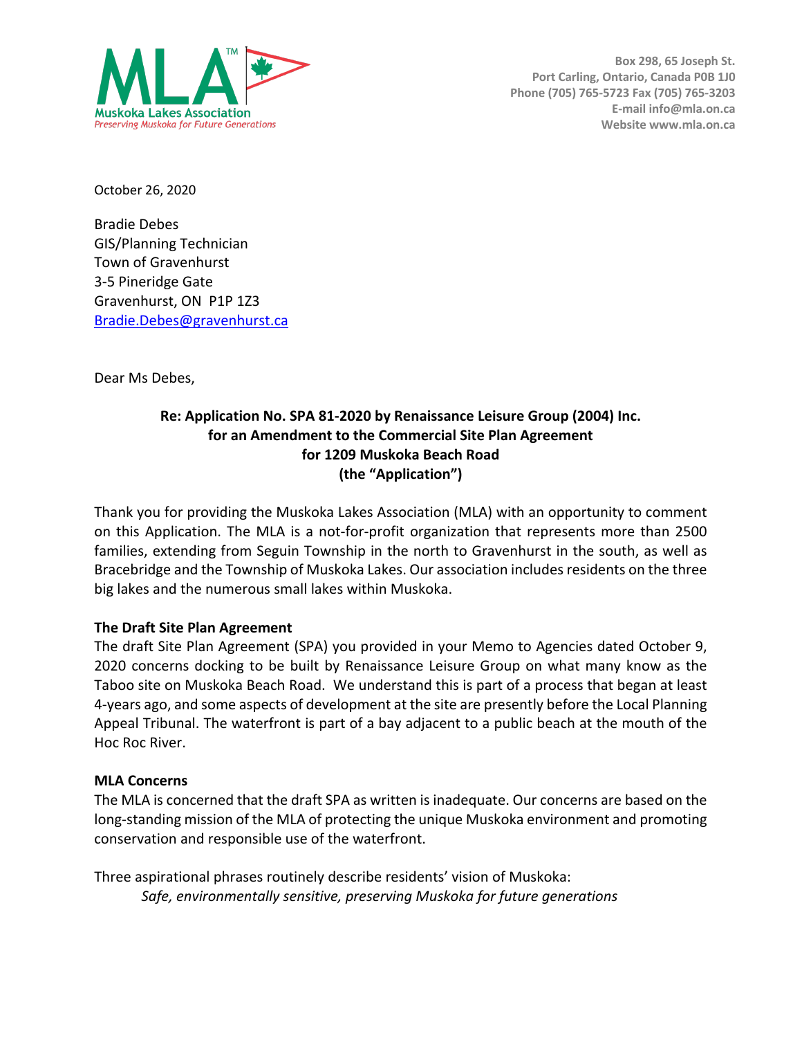**Muskoka Lakes Association**
*Preserving Muskoka for Future Generations*

Box 298, 65 Joseph St.
Port Carling, Ontario, Canada P0B 1J0
Phone (705) 765-5723 Fax (705) 765-3203
E-mail info@mla.on.ca
Website www.mla.on.ca

October 26, 2020

Bradie Debes
GIS/Planning Technician
Town of Gravenhurst
3-5 Pineridge Gate
Gravenhurst, ON P1P 1Z3
Bradie.Debes@gravenhurst.ca

Dear Ms Debes,

**Re: Application No. SPA 81-2020 by Renaissance Leisure Group (2004) Inc.
for an Amendment to the Commercial Site Plan Agreement
for 1209 Muskoka Beach Road
(the "Application")**

Thank you for providing the Muskoka Lakes Association (MLA) with an opportunity to comment on this Application. The MLA is a not-for-profit organization that represents more than 2500 families, extending from Seguin Township in the north to Gravenhurst in the south, as well as Bracebridge and the Township of Muskoka Lakes. Our association includes residents on the three big lakes and the numerous small lakes within Muskoka.

**The Draft Site Plan Agreement**

The draft Site Plan Agreement (SPA) you provided in your Memo to Agencies dated October 9, 2020 concerns docking to be built by Renaissance Leisure Group on what many know as the Taboo site on Muskoka Beach Road. We understand this is part of a process that began at least 4-years ago, and some aspects of development at the site are presently before the Local Planning Appeal Tribunal. The waterfront is part of a bay adjacent to a public beach at the mouth of the Hoc Roc River.

**MLA Concerns**

The MLA is concerned that the draft SPA as written is inadequate. Our concerns are based on the long-standing mission of the MLA of protecting the unique Muskoka environment and promoting conservation and responsible use of the waterfront.

Three aspirational phrases routinely describe residents' vision of Muskoka:

> *Safe, environmentally sensitive, preserving Muskoka for future generations*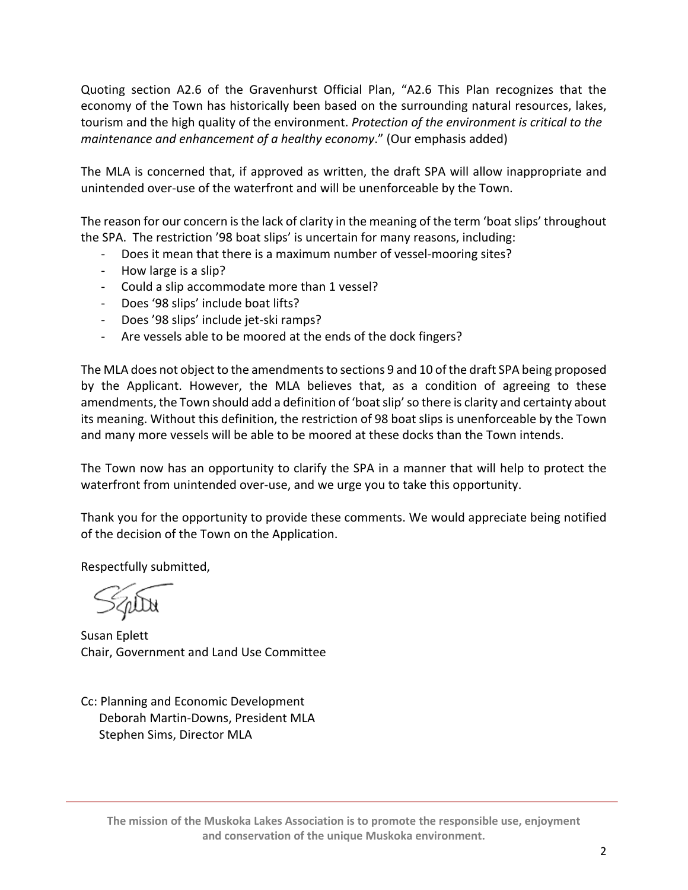Quoting section A2.6 of the Gravenhurst Official Plan, "A2.6 This Plan recognizes that the economy of the Town has historically been based on the surrounding natural resources, lakes, tourism and the high quality of the environment. *Protection of the environment is critical to the maintenance and enhancement of a healthy economy*." (Our emphasis added)

The MLA is concerned that, if approved as written, the draft SPA will allow inappropriate and unintended over-use of the waterfront and will be unenforceable by the Town.

The reason for our concern is the lack of clarity in the meaning of the term 'boat slips' throughout the SPA. The restriction '98 boat slips' is uncertain for many reasons, including:

- Does it mean that there is a maximum number of vessel-mooring sites?
- How large is a slip?
- Could a slip accommodate more than 1 vessel?
- Does '98 slips' include boat lifts?
- Does '98 slips' include jet-ski ramps?
- Are vessels able to be moored at the ends of the dock fingers?

The MLA does not object to the amendments to sections 9 and 10 of the draft SPA being proposed by the Applicant. However, the MLA believes that, as a condition of agreeing to these amendments, the Town should add a definition of 'boat slip' so there is clarity and certainty about its meaning. Without this definition, the restriction of 98 boat slips is unenforceable by the Town and many more vessels will be able to be moored at these docks than the Town intends.

The Town now has an opportunity to clarify the SPA in a manner that will help to protect the waterfront from unintended over-use, and we urge you to take this opportunity.

Thank you for the opportunity to provide these comments. We would appreciate being notified of the decision of the Town on the Application.

Respectfully submitted,

Susan Eplett
Chair, Government and Land Use Committee

Cc: Planning and Economic Development
Deborah Martin-Downs, President MLA
Stephen Sims, Director MLA

**The mission of the Muskoka Lakes Association is to promote the responsible use, enjoyment and conservation of the unique Muskoka environment.**